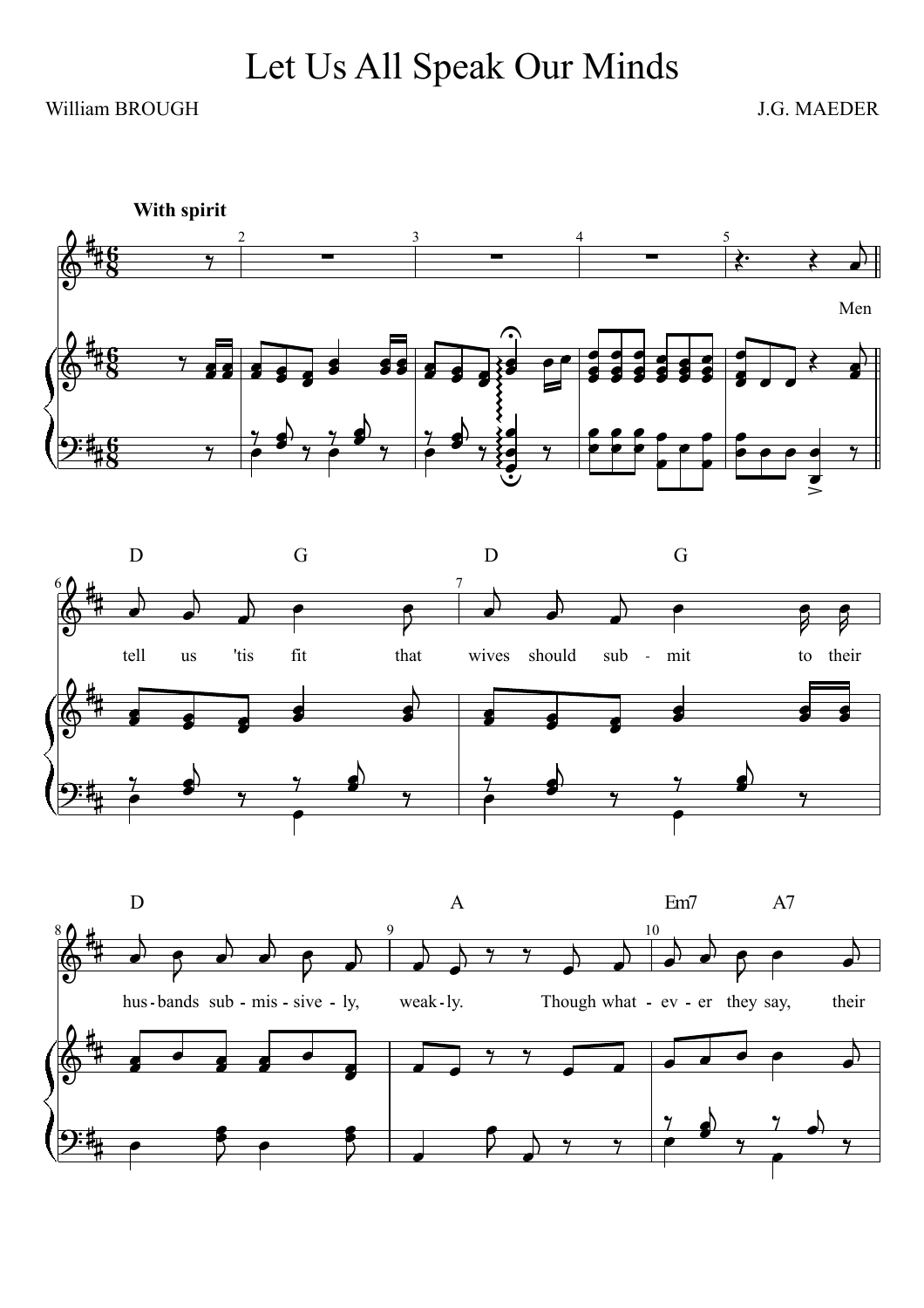# Let Us All Speak Our Minds

William BROUGH

J.G. MAEDER

With spirit

Men tell us 'tis fit that wives should sub - mit to their hus - bands sub - mis - sive - ly, weak - ly. Though what - ev - er they say, their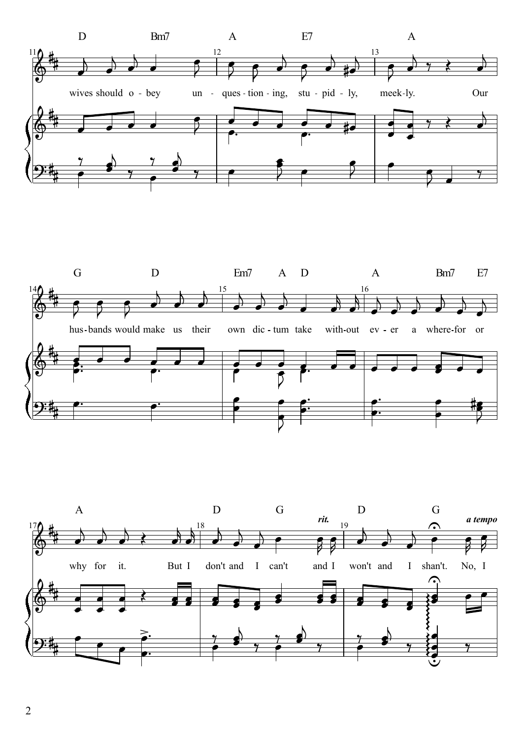wives should o - bey un - ques - tion - ing, stu - pid - ly, meek - ly. Our

hus - bands would make us their own dic - tum take with - out ev - er a where - for or

why for it. But I don't and I can't and I won't and I shan't. No, I

*rit.* *a tempo*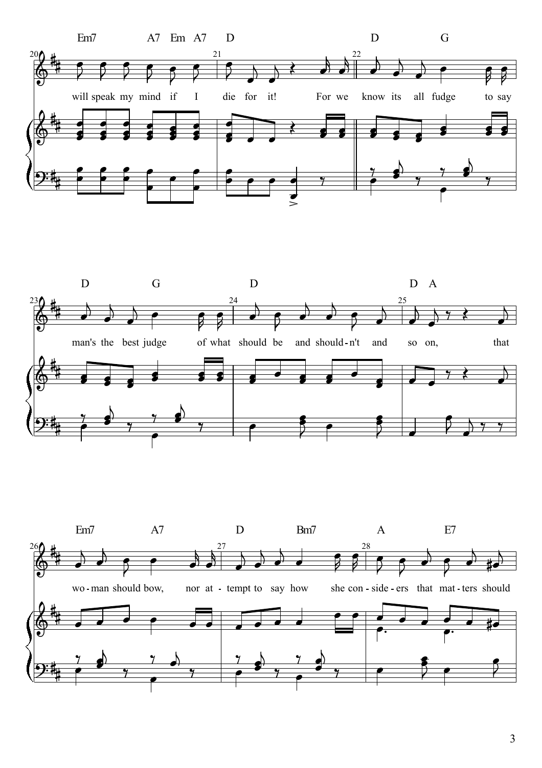Em7 A7 Em A7 D D G

will speak my mind if I die for it! For we know its all fudge to say

D G D D A

man's the best judge of what should be and should-n't and so on, that

Em7 A7 D Bm7 A E7

wo-man should bow, nor at-tempt to say how she con-side-ers that mat-ters should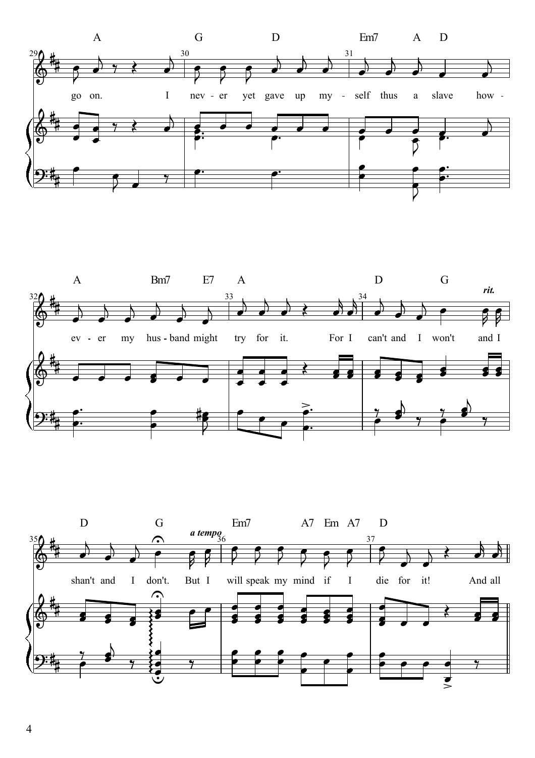A G D Em7 A D

go on. I nev - er yet gave up my - self thus a slave how -

A Bm7 E7 A D G *rit.*

ev - er my hus - band might try for it. For I can't and I won't and I

D G *a tempo* Em7 A7 Em A7 D

shan't and I don't. But I will speak my mind if I die for it! And all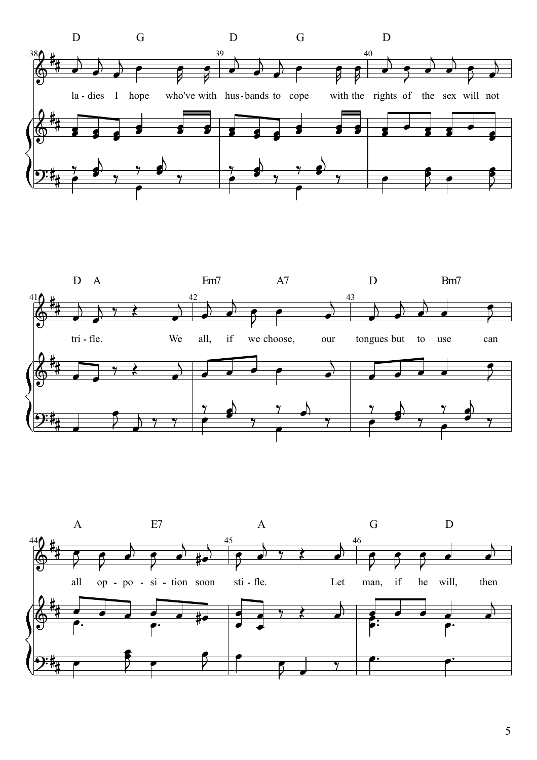D G D G D

38 39 40

la - dies I hope who've with hus - bands to cope with the rights of the sex will not

D A Em7 A7 D Bm7

41 42 43

tri - fle. We all, if we choose, our tongues but to use can

A E7 A G D

44 45 46

all op - po - si - tion soon sti - fle. Let man, if he will, then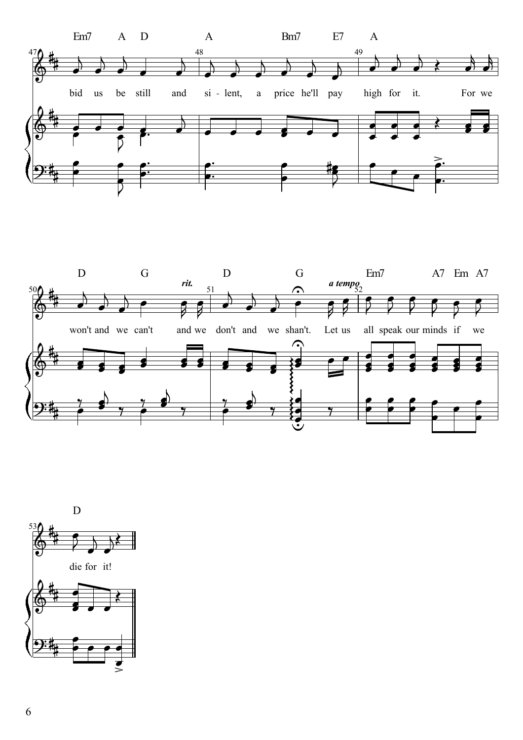Em7 A D A Bm7 E7 A

bid us be still and si - lent, a price he'll pay high for it. For we

D G *rit.* D G *a tempo* Em7 A7 Em A7

won't and we can't and we don't and we shan't. Let us all speak our minds if we

D

die for it!